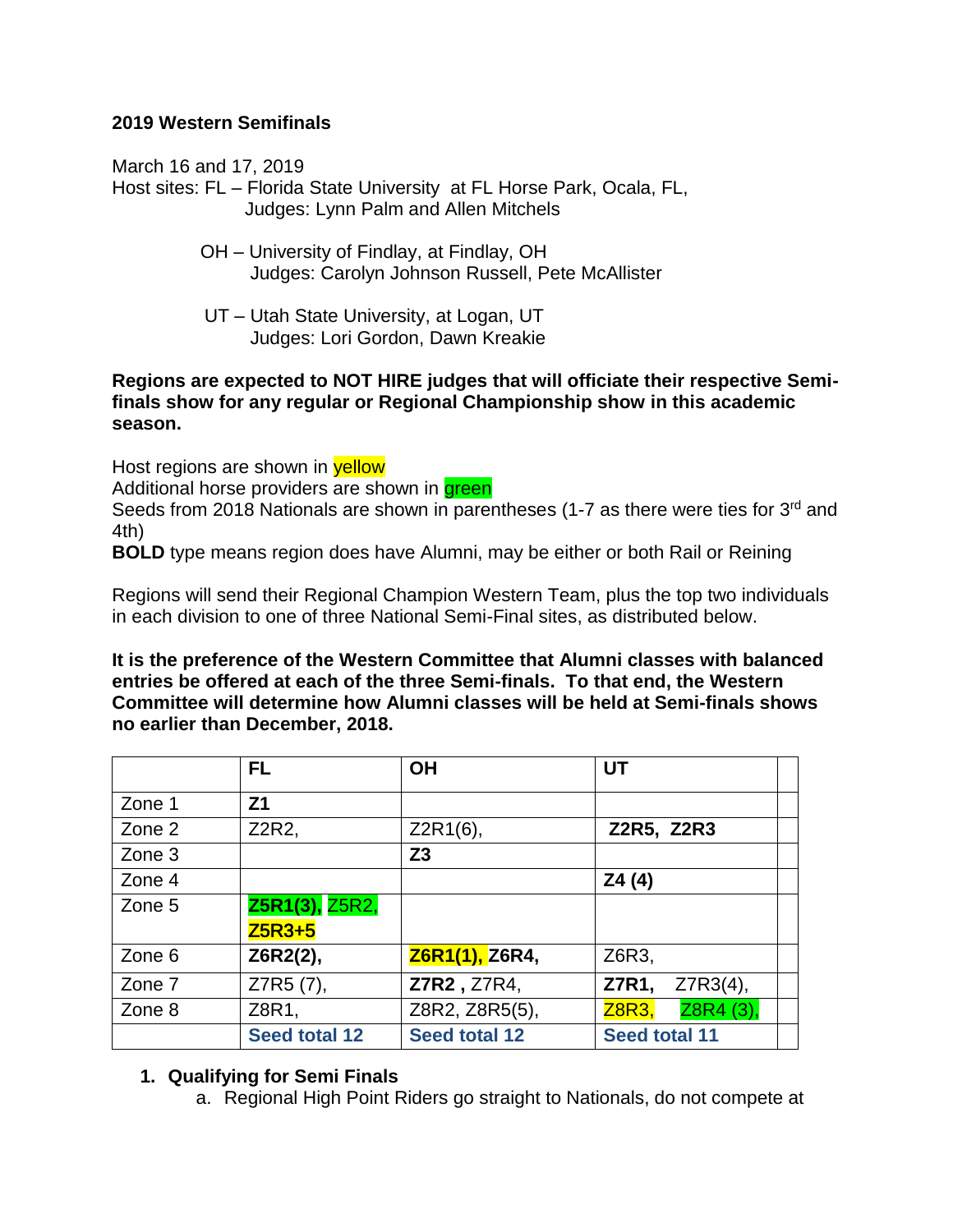**2019 Western Semifinals**

March 16 and 17, 2019
Host sites: FL – Florida State University at FL Horse Park, Ocala, FL,
Judges: Lynn Palm and Allen Mitchels

OH – University of Findlay, at Findlay, OH
Judges: Carolyn Johnson Russell, Pete McAllister

UT – Utah State University, at Logan, UT
Judges: Lori Gordon, Dawn Kreakie

**Regions are expected to NOT HIRE judges that will officiate their respective Semi-finals show for any regular or Regional Championship show in this academic season.**

Host regions are shown in yellow
Additional horse providers are shown in green
Seeds from 2018 Nationals are shown in parentheses (1-7 as there were ties for 3rd and 4th)
**BOLD** type means region does have Alumni, may be either or both Rail or Reining

Regions will send their Regional Champion Western Team, plus the top two individuals in each division to one of three National Semi-Final sites, as distributed below.

**It is the preference of the Western Committee that Alumni classes with balanced entries be offered at each of the three Semi-finals. To that end, the Western Committee will determine how Alumni classes will be held at Semi-finals shows no earlier than December, 2018.**

| | FL | OH | UT |
|---|---|---|---|
| Zone 1 | **Z1** | | |
| Zone 2 | Z2R2, | Z2R1(6), | **Z2R5, Z2R3** |
| Zone 3 | | **Z3** | |
| Zone 4 | | | **Z4 (4)** |
| Zone 5 | **Z5R1(3),** Z5R2, **Z5R3+5** | | |
| Zone 6 | **Z6R2(2),** | **Z6R1(1),** **Z6R4,** | Z6R3, |
| Zone 7 | Z7R5 (7), | **Z7R2 ,** Z7R4, | **Z7R1,** Z7R3(4), |
| Zone 8 | Z8R1, | Z8R2, Z8R5(5), | Z8R3, Z8R4 (3), |
| | **Seed total 12** | **Seed total 12** | **Seed total 11** |

1. **Qualifying for Semi Finals**
   a. Regional High Point Riders go straight to Nationals, do not compete at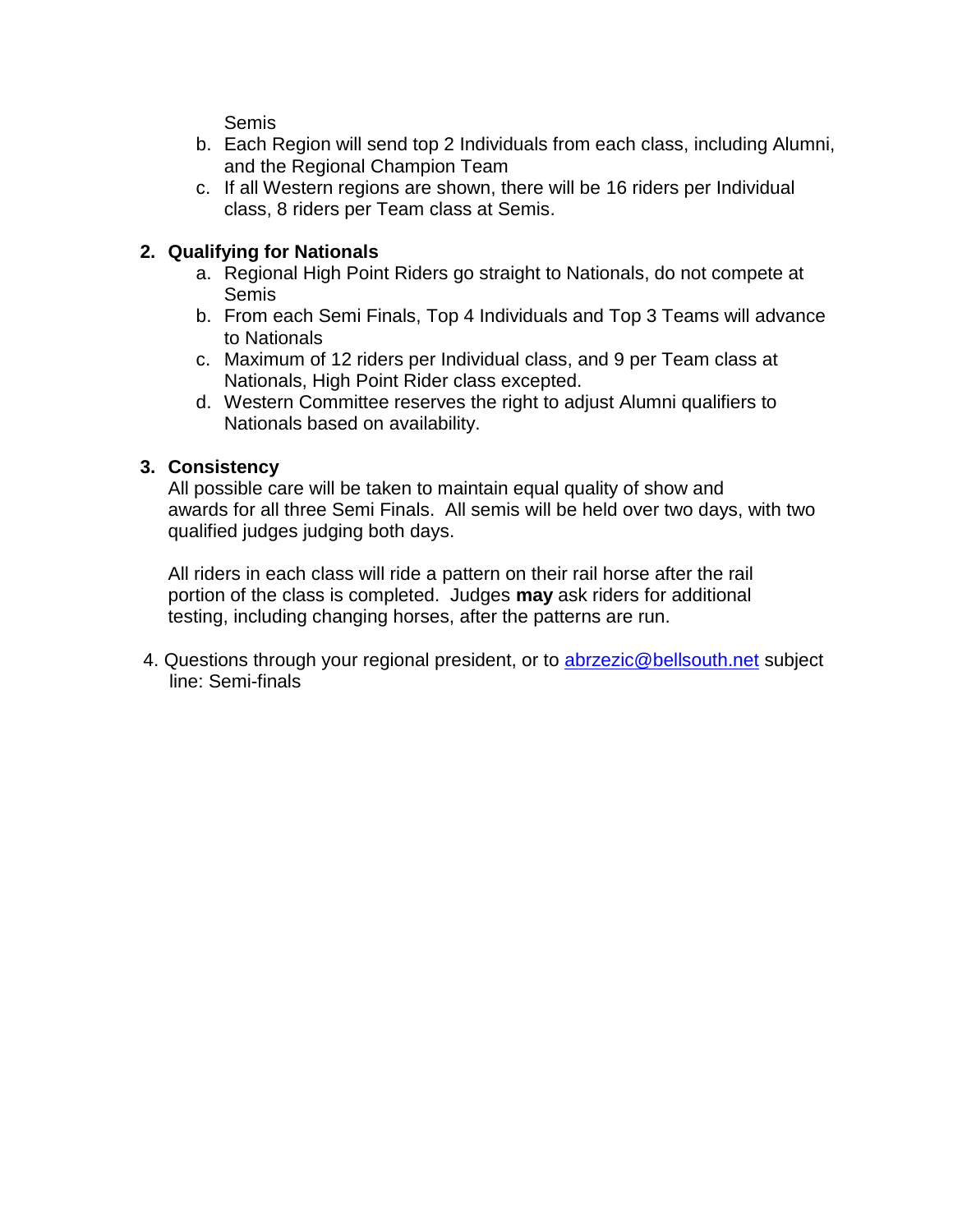Semis

b. Each Region will send top 2 Individuals from each class, including Alumni, and the Regional Champion Team
c. If all Western regions are shown, there will be 16 riders per Individual class, 8 riders per Team class at Semis.

**2. Qualifying for Nationals**

a. Regional High Point Riders go straight to Nationals, do not compete at Semis
b. From each Semi Finals, Top 4 Individuals and Top 3 Teams will advance to Nationals
c. Maximum of 12 riders per Individual class, and 9 per Team class at Nationals, High Point Rider class excepted.
d. Western Committee reserves the right to adjust Alumni qualifiers to Nationals based on availability.

**3. Consistency**

All possible care will be taken to maintain equal quality of show and awards for all three Semi Finals. All semis will be held over two days, with two qualified judges judging both days.

All riders in each class will ride a pattern on their rail horse after the rail portion of the class is completed. Judges **may** ask riders for additional testing, including changing horses, after the patterns are run.

4. Questions through your regional president, or to abrzezic@bellsouth.net subject line: Semi-finals